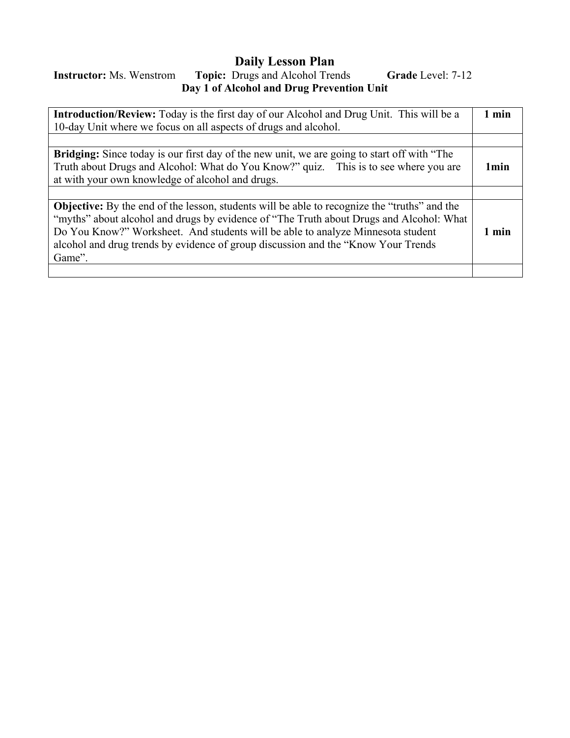# Daily Lesson Plan

**Instructor:** Ms. Wenstrom **Topic:** Drugs and Alcohol Trends **Grade** Level: 7-12

**Day 1 of Alcohol and Drug Prevention Unit**

| | |
|---|---|
| **Introduction/Review:** Today is the first day of our Alcohol and Drug Unit. This will be a 10-day Unit where we focus on all aspects of drugs and alcohol. | **1 min** |
| | |
| **Bridging:** Since today is our first day of the new unit, we are going to start off with "The Truth about Drugs and Alcohol: What do You Know?" quiz. This is to see where you are at with your own knowledge of alcohol and drugs. | **1min** |
| | |
| **Objective:** By the end of the lesson, students will be able to recognize the "truths" and the "myths" about alcohol and drugs by evidence of "The Truth about Drugs and Alcohol: What Do You Know?" Worksheet. And students will be able to analyze Minnesota student alcohol and drug trends by evidence of group discussion and the "Know Your Trends Game". | **1 min** |
| | |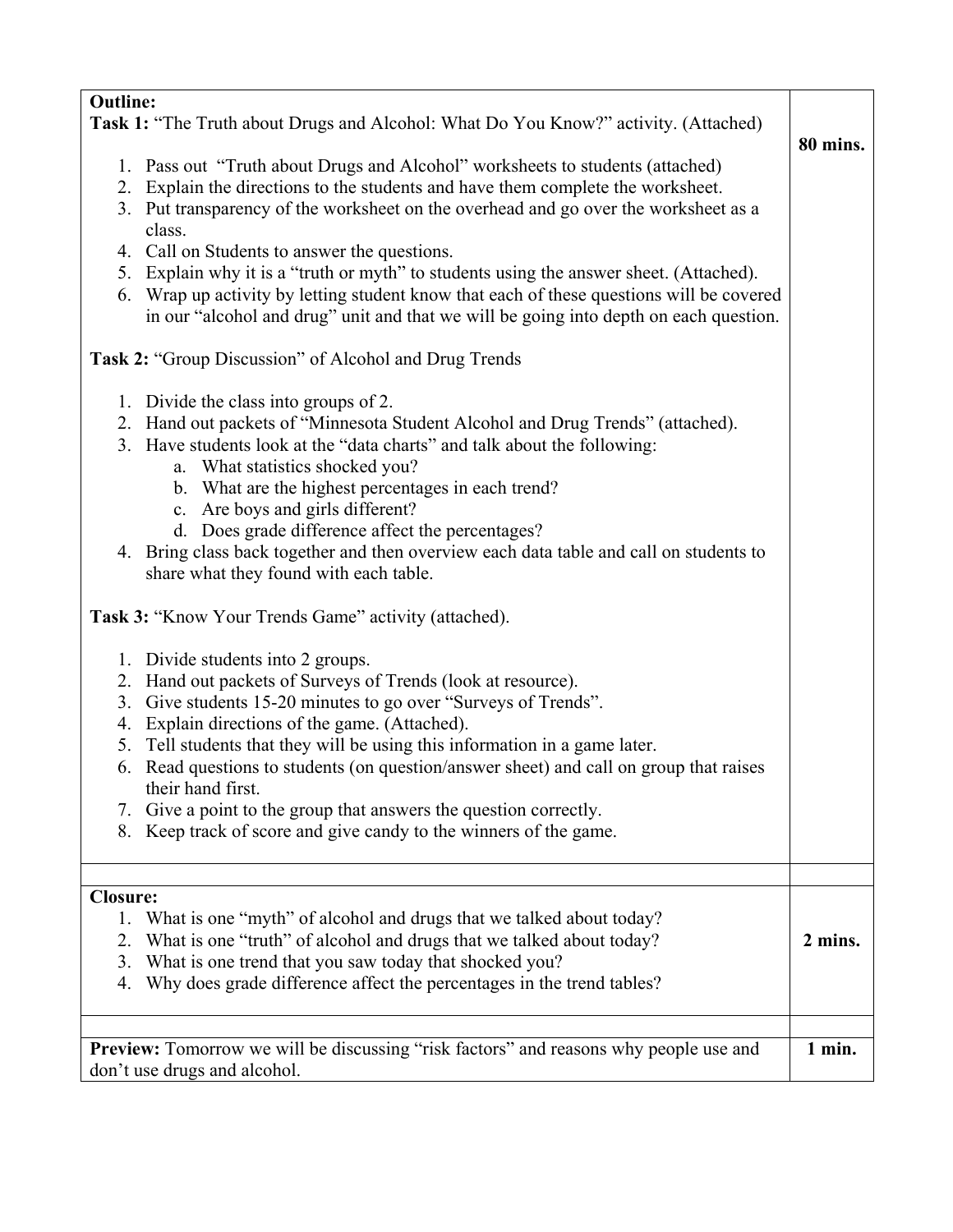| | |
|---|---|
| **Outline:**<br>**Task 1:** "The Truth about Drugs and Alcohol: What Do You Know?" activity. (Attached)<br><br>1. Pass out "Truth about Drugs and Alcohol" worksheets to students (attached)<br>2. Explain the directions to the students and have them complete the worksheet.<br>3. Put transparency of the worksheet on the overhead and go over the worksheet as a class.<br>4. Call on Students to answer the questions.<br>5. Explain why it is a "truth or myth" to students using the answer sheet. (Attached).<br>6. Wrap up activity by letting student know that each of these questions will be covered in our "alcohol and drug" unit and that we will be going into depth on each question.<br><br>**Task 2:** "Group Discussion" of Alcohol and Drug Trends<br><br>1. Divide the class into groups of 2.<br>2. Hand out packets of "Minnesota Student Alcohol and Drug Trends" (attached).<br>3. Have students look at the "data charts" and talk about the following:<br>a. What statistics shocked you?<br>b. What are the highest percentages in each trend?<br>c. Are boys and girls different?<br>d. Does grade difference affect the percentages?<br>4. Bring class back together and then overview each data table and call on students to share what they found with each table.<br><br>**Task 3:** "Know Your Trends Game" activity (attached).<br><br>1. Divide students into 2 groups.<br>2. Hand out packets of Surveys of Trends (look at resource).<br>3. Give students 15-20 minutes to go over "Surveys of Trends".<br>4. Explain directions of the game. (Attached).<br>5. Tell students that they will be using this information in a game later.<br>6. Read questions to students (on question/answer sheet) and call on group that raises their hand first.<br>7. Give a point to the group that answers the question correctly.<br>8. Keep track of score and give candy to the winners of the game. | **80 mins.** |
| | |
| **Closure:**<br>1. What is one "myth" of alcohol and drugs that we talked about today?<br>2. What is one "truth" of alcohol and drugs that we talked about today?<br>3. What is one trend that you saw today that shocked you?<br>4. Why does grade difference affect the percentages in the trend tables? | **2 mins.** |
| | |
| **Preview:** Tomorrow we will be discussing "risk factors" and reasons why people use and don't use drugs and alcohol. | **1 min.** |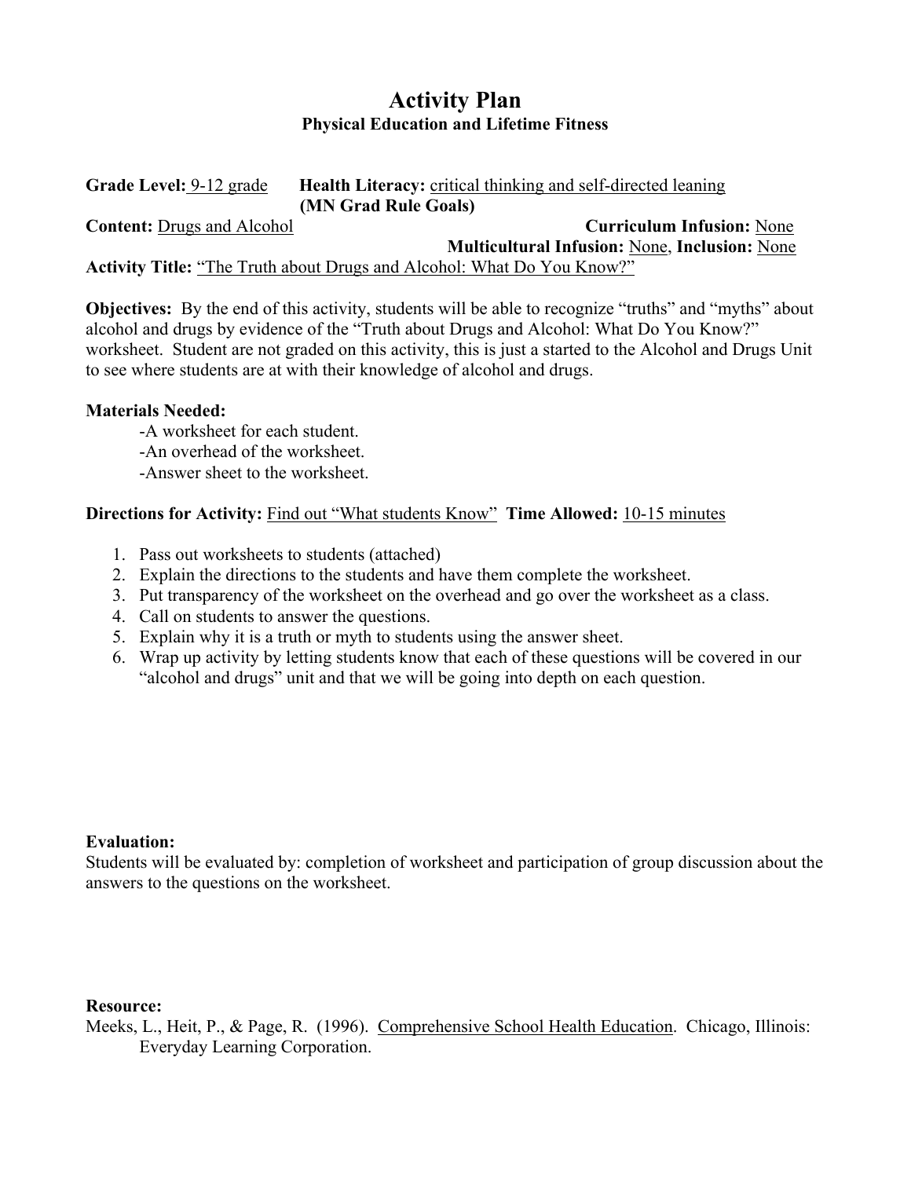# Activity Plan

## Physical Education and Lifetime Fitness

**Grade Level:** 9-12 grade **Health Literacy:** critical thinking and self-directed leaning **(MN Grad Rule Goals)**

**Content:** Drugs and Alcohol **Curriculum Infusion:** None

**Multicultural Infusion:** None, **Inclusion:** None

**Activity Title:** "The Truth about Drugs and Alcohol: What Do You Know?"

**Objectives:** By the end of this activity, students will be able to recognize "truths" and "myths" about alcohol and drugs by evidence of the "Truth about Drugs and Alcohol: What Do You Know?" worksheet. Student are not graded on this activity, this is just a started to the Alcohol and Drugs Unit to see where students are at with their knowledge of alcohol and drugs.

**Materials Needed:**

-A worksheet for each student.
-An overhead of the worksheet.
-Answer sheet to the worksheet.

**Directions for Activity:** Find out "What students Know" **Time Allowed:** 10-15 minutes

1. Pass out worksheets to students (attached)
2. Explain the directions to the students and have them complete the worksheet.
3. Put transparency of the worksheet on the overhead and go over the worksheet as a class.
4. Call on students to answer the questions.
5. Explain why it is a truth or myth to students using the answer sheet.
6. Wrap up activity by letting students know that each of these questions will be covered in our "alcohol and drugs" unit and that we will be going into depth on each question.

**Evaluation:**
Students will be evaluated by: completion of worksheet and participation of group discussion about the answers to the questions on the worksheet.

**Resource:**
Meeks, L., Heit, P., & Page, R. (1996). Comprehensive School Health Education. Chicago, Illinois: Everyday Learning Corporation.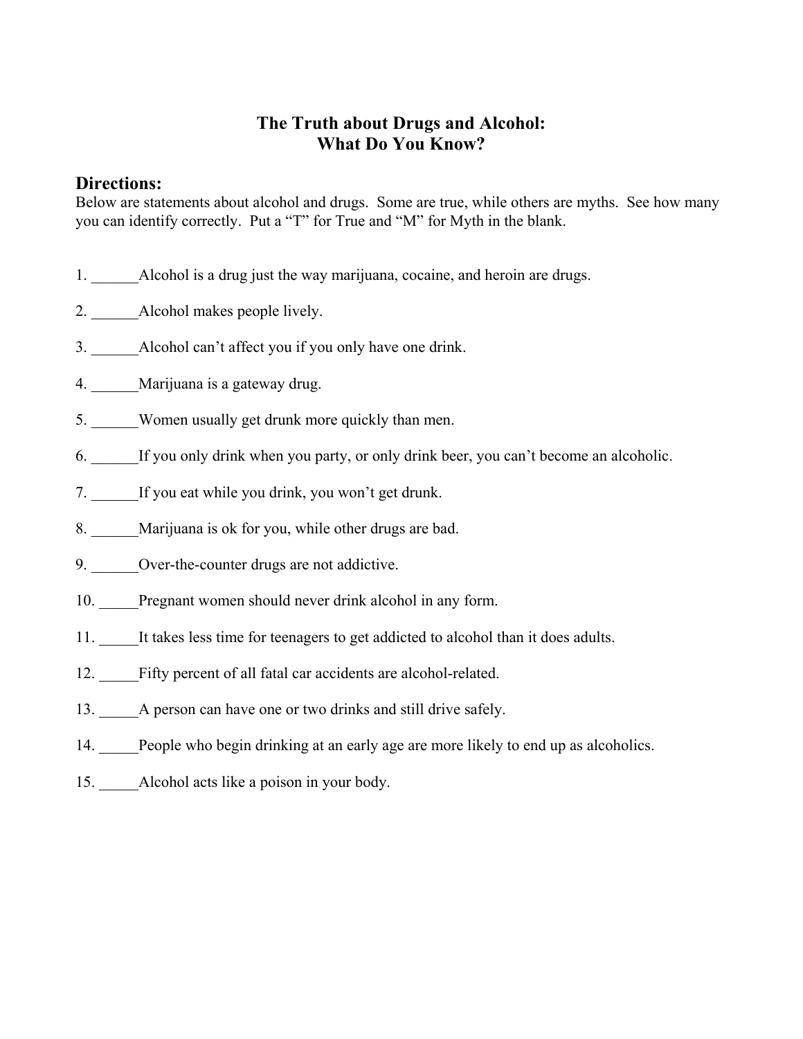# The Truth about Drugs and Alcohol:
# What Do You Know?

## Directions:

Below are statements about alcohol and drugs. Some are true, while others are myths. See how many you can identify correctly. Put a "T" for True and "M" for Myth in the blank.

1. ______Alcohol is a drug just the way marijuana, cocaine, and heroin are drugs.

2. ______Alcohol makes people lively.

3. ______Alcohol can't affect you if you only have one drink.

4. ______Marijuana is a gateway drug.

5. ______Women usually get drunk more quickly than men.

6. ______If you only drink when you party, or only drink beer, you can't become an alcoholic.

7. ______If you eat while you drink, you won't get drunk.

8. ______Marijuana is ok for you, while other drugs are bad.

9. ______Over-the-counter drugs are not addictive.

10. _____Pregnant women should never drink alcohol in any form.

11. _____It takes less time for teenagers to get addicted to alcohol than it does adults.

12. _____Fifty percent of all fatal car accidents are alcohol-related.

13. _____A person can have one or two drinks and still drive safely.

14. _____People who begin drinking at an early age are more likely to end up as alcoholics.

15. _____Alcohol acts like a poison in your body.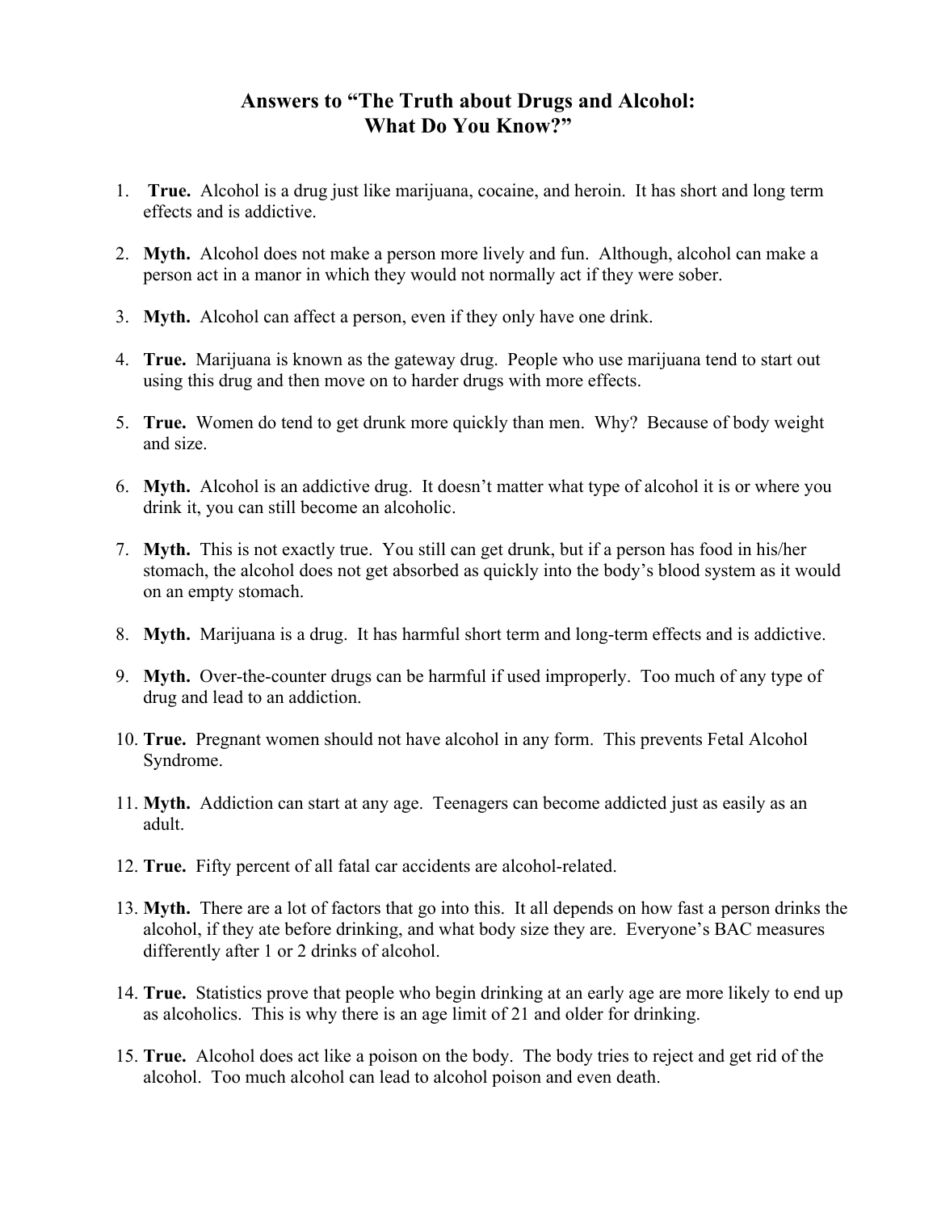# Answers to "The Truth about Drugs and Alcohol: What Do You Know?"

1. **True.** Alcohol is a drug just like marijuana, cocaine, and heroin. It has short and long term effects and is addictive.

2. **Myth.** Alcohol does not make a person more lively and fun. Although, alcohol can make a person act in a manor in which they would not normally act if they were sober.

3. **Myth.** Alcohol can affect a person, even if they only have one drink.

4. **True.** Marijuana is known as the gateway drug. People who use marijuana tend to start out using this drug and then move on to harder drugs with more effects.

5. **True.** Women do tend to get drunk more quickly than men. Why? Because of body weight and size.

6. **Myth.** Alcohol is an addictive drug. It doesn't matter what type of alcohol it is or where you drink it, you can still become an alcoholic.

7. **Myth.** This is not exactly true. You still can get drunk, but if a person has food in his/her stomach, the alcohol does not get absorbed as quickly into the body's blood system as it would on an empty stomach.

8. **Myth.** Marijuana is a drug. It has harmful short term and long-term effects and is addictive.

9. **Myth.** Over-the-counter drugs can be harmful if used improperly. Too much of any type of drug and lead to an addiction.

10. **True.** Pregnant women should not have alcohol in any form. This prevents Fetal Alcohol Syndrome.

11. **Myth.** Addiction can start at any age. Teenagers can become addicted just as easily as an adult.

12. **True.** Fifty percent of all fatal car accidents are alcohol-related.

13. **Myth.** There are a lot of factors that go into this. It all depends on how fast a person drinks the alcohol, if they ate before drinking, and what body size they are. Everyone's BAC measures differently after 1 or 2 drinks of alcohol.

14. **True.** Statistics prove that people who begin drinking at an early age are more likely to end up as alcoholics. This is why there is an age limit of 21 and older for drinking.

15. **True.** Alcohol does act like a poison on the body. The body tries to reject and get rid of the alcohol. Too much alcohol can lead to alcohol poison and even death.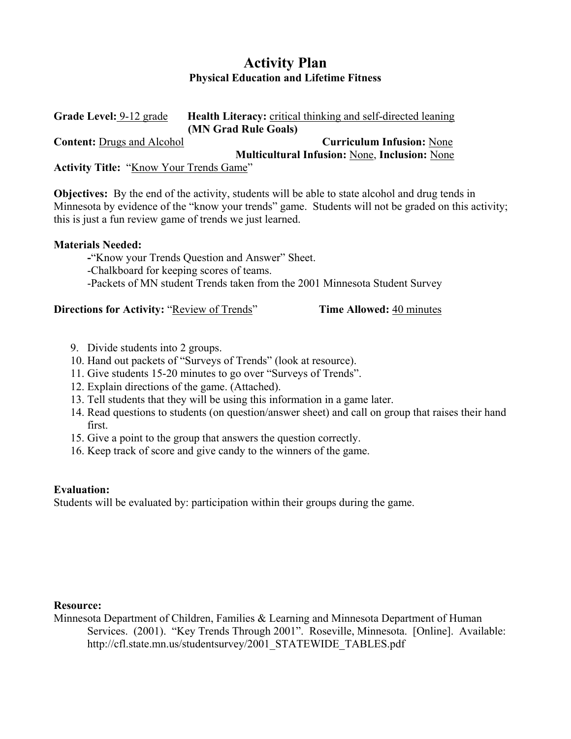# Activity Plan

## Physical Education and Lifetime Fitness

**Grade Level:** 9-12 grade **Health Literacy:** critical thinking and self-directed leaning **(MN Grad Rule Goals)**

**Content:** Drugs and Alcohol **Curriculum Infusion:** None

**Multicultural Infusion:** None, **Inclusion:** None

**Activity Title:** "Know Your Trends Game"

**Objectives:** By the end of the activity, students will be able to state alcohol and drug tends in Minnesota by evidence of the "know your trends" game. Students will not be graded on this activity; this is just a fun review game of trends we just learned.

**Materials Needed:**

- "Know your Trends Question and Answer" Sheet.
- Chalkboard for keeping scores of teams.
- Packets of MN student Trends taken from the 2001 Minnesota Student Survey

**Directions for Activity:** "Review of Trends" **Time Allowed:** 40 minutes

9. Divide students into 2 groups.
10. Hand out packets of "Surveys of Trends" (look at resource).
11. Give students 15-20 minutes to go over "Surveys of Trends".
12. Explain directions of the game. (Attached).
13. Tell students that they will be using this information in a game later.
14. Read questions to students (on question/answer sheet) and call on group that raises their hand first.
15. Give a point to the group that answers the question correctly.
16. Keep track of score and give candy to the winners of the game.

**Evaluation:**

Students will be evaluated by: participation within their groups during the game.

**Resource:**

Minnesota Department of Children, Families & Learning and Minnesota Department of Human Services. (2001). "Key Trends Through 2001". Roseville, Minnesota. [Online]. Available: http://cfl.state.mn.us/studentsurvey/2001_STATEWIDE_TABLES.pdf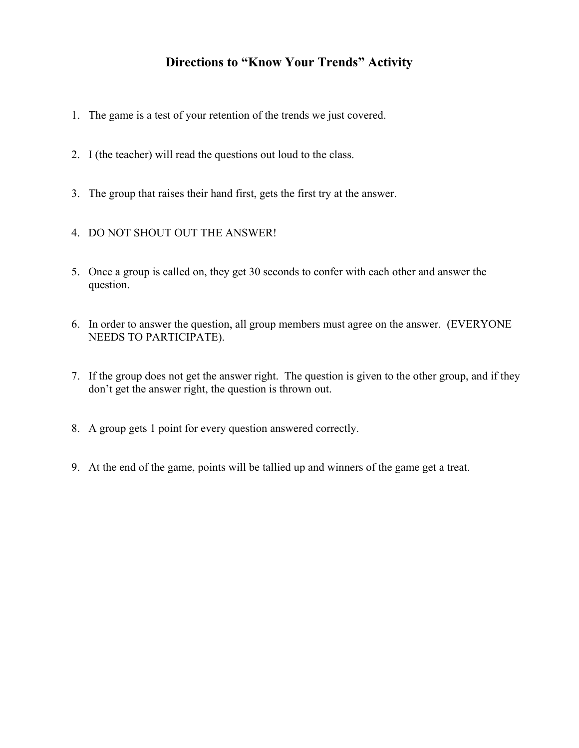# Directions to "Know Your Trends" Activity

1. The game is a test of your retention of the trends we just covered.

2. I (the teacher) will read the questions out loud to the class.

3. The group that raises their hand first, gets the first try at the answer.

4. DO NOT SHOUT OUT THE ANSWER!

5. Once a group is called on, they get 30 seconds to confer with each other and answer the question.

6. In order to answer the question, all group members must agree on the answer. (EVERYONE NEEDS TO PARTICIPATE).

7. If the group does not get the answer right. The question is given to the other group, and if they don't get the answer right, the question is thrown out.

8. A group gets 1 point for every question answered correctly.

9. At the end of the game, points will be tallied up and winners of the game get a treat.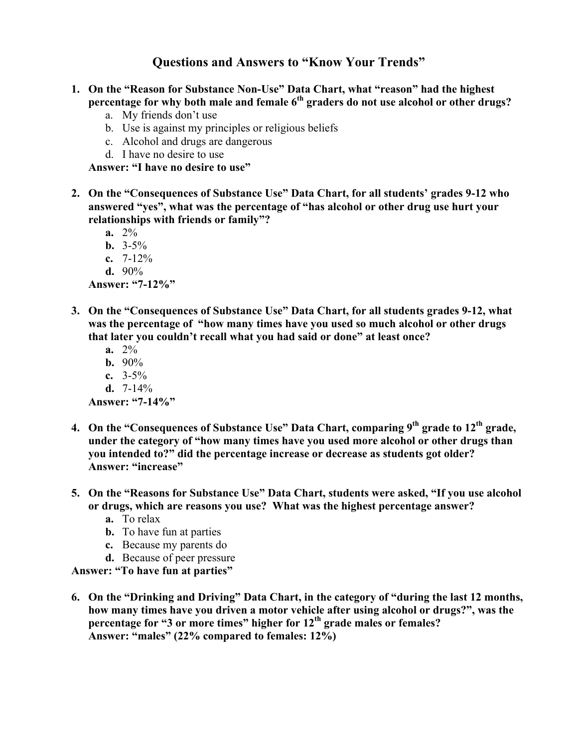# Questions and Answers to "Know Your Trends"

1. **On the "Reason for Substance Non-Use" Data Chart, what "reason" had the highest percentage for why both male and female 6th graders do not use alcohol or other drugs?**
   a. My friends don't use
   b. Use is against my principles or religious beliefs
   c. Alcohol and drugs are dangerous
   d. I have no desire to use

   **Answer: "I have no desire to use"**

2. **On the "Consequences of Substance Use" Data Chart, for all students' grades 9-12 who answered "yes", what was the percentage of "has alcohol or other drug use hurt your relationships with friends or family"?**
   **a.** 2%
   **b.** 3-5%
   **c.** 7-12%
   **d.** 90%

   **Answer: "7-12%"**

3. **On the "Consequences of Substance Use" Data Chart, for all students grades 9-12, what was the percentage of "how many times have you used so much alcohol or other drugs that later you couldn't recall what you had said or done" at least once?**
   **a.** 2%
   **b.** 90%
   **c.** 3-5%
   **d.** 7-14%

   **Answer: "7-14%"**

4. **On the "Consequences of Substance Use" Data Chart, comparing 9th grade to 12th grade, under the category of "how many times have you used more alcohol or other drugs than you intended to?" did the percentage increase or decrease as students got older?**
   **Answer: "increase"**

5. **On the "Reasons for Substance Use" Data Chart, students were asked, "If you use alcohol or drugs, which are reasons you use? What was the highest percentage answer?**
   **a.** To relax
   **b.** To have fun at parties
   **c.** Because my parents do
   **d.** Because of peer pressure

   **Answer: "To have fun at parties"**

6. **On the "Drinking and Driving" Data Chart, in the category of "during the last 12 months, how many times have you driven a motor vehicle after using alcohol or drugs?", was the percentage for "3 or more times" higher for 12th grade males or females?**
   **Answer: "males" (22% compared to females: 12%)**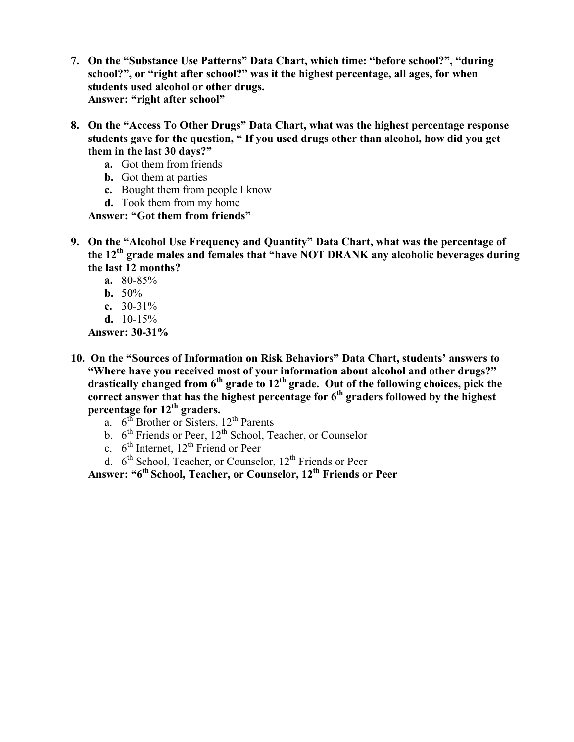7. **On the "Substance Use Patterns" Data Chart, which time: "before school?", "during school?", or "right after school?" was it the highest percentage, all ages, for when students used alcohol or other drugs.**
   **Answer: "right after school"**

8. **On the "Access To Other Drugs" Data Chart, what was the highest percentage response students gave for the question, " If you used drugs other than alcohol, how did you get them in the last 30 days?"**
   **a.** Got them from friends
   **b.** Got them at parties
   **c.** Bought them from people I know
   **d.** Took them from my home
   **Answer: "Got them from friends"**

9. **On the "Alcohol Use Frequency and Quantity" Data Chart, what was the percentage of the 12th grade males and females that "have NOT DRANK any alcoholic beverages during the last 12 months?**
   **a.** 80-85%
   **b.** 50%
   **c.** 30-31%
   **d.** 10-15%
   **Answer: 30-31%**

10. **On the "Sources of Information on Risk Behaviors" Data Chart, students' answers to "Where have you received most of your information about alcohol and other drugs?" drastically changed from 6th grade to 12th grade. Out of the following choices, pick the correct answer that has the highest percentage for 6th graders followed by the highest percentage for 12th graders.**
    a. 6th Brother or Sisters, 12th Parents
    b. 6th Friends or Peer, 12th School, Teacher, or Counselor
    c. 6th Internet, 12th Friend or Peer
    d. 6th School, Teacher, or Counselor, 12th Friends or Peer
    **Answer: "6th School, Teacher, or Counselor, 12th Friends or Peer**